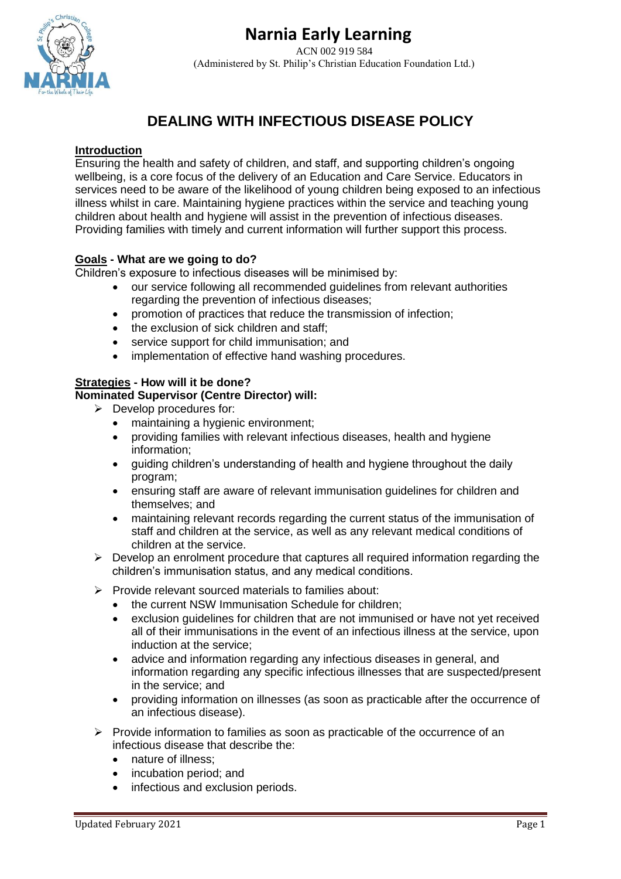# Narnia Early Learning

ACN 002 919 584
(Administered by St. Philip's Christian Education Foundation Ltd.)

## DEALING WITH INFECTIOUS DISEASE POLICY

**Introduction**

Ensuring the health and safety of children, and staff, and supporting children's ongoing wellbeing, is a core focus of the delivery of an Education and Care Service. Educators in services need to be aware of the likelihood of young children being exposed to an infectious illness whilst in care. Maintaining hygiene practices within the service and teaching young children about health and hygiene will assist in the prevention of infectious diseases. Providing families with timely and current information will further support this process.

**Goals - What are we going to do?**

Children's exposure to infectious diseases will be minimised by:

- our service following all recommended guidelines from relevant authorities regarding the prevention of infectious diseases;
- promotion of practices that reduce the transmission of infection;
- the exclusion of sick children and staff;
- service support for child immunisation; and
- implementation of effective hand washing procedures.

**Strategies - How will it be done?**

**Nominated Supervisor (Centre Director) will:**

- Develop procedures for:
  - maintaining a hygienic environment;
  - providing families with relevant infectious diseases, health and hygiene information;
  - guiding children's understanding of health and hygiene throughout the daily program;
  - ensuring staff are aware of relevant immunisation guidelines for children and themselves; and
  - maintaining relevant records regarding the current status of the immunisation of staff and children at the service, as well as any relevant medical conditions of children at the service.
- Develop an enrolment procedure that captures all required information regarding the children's immunisation status, and any medical conditions.
- Provide relevant sourced materials to families about:
  - the current NSW Immunisation Schedule for children;
  - exclusion guidelines for children that are not immunised or have not yet received all of their immunisations in the event of an infectious illness at the service, upon induction at the service;
  - advice and information regarding any infectious diseases in general, and information regarding any specific infectious illnesses that are suspected/present in the service; and
  - providing information on illnesses (as soon as practicable after the occurrence of an infectious disease).
- Provide information to families as soon as practicable of the occurrence of an infectious disease that describe the:
  - nature of illness;
  - incubation period; and
  - infectious and exclusion periods.

Updated February 2021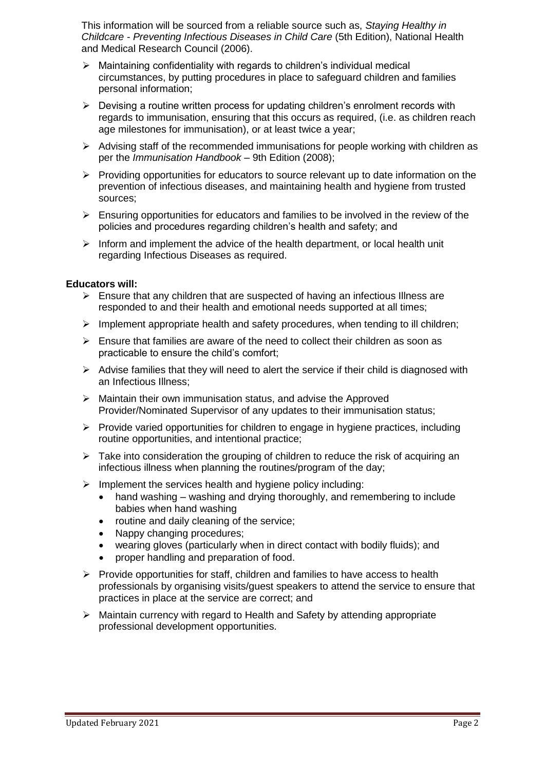This information will be sourced from a reliable source such as, *Staying Healthy in Childcare - Preventing Infectious Diseases in Child Care* (5th Edition), National Health and Medical Research Council (2006).

- Maintaining confidentiality with regards to children's individual medical circumstances, by putting procedures in place to safeguard children and families personal information;
- Devising a routine written process for updating children's enrolment records with regards to immunisation, ensuring that this occurs as required, (i.e. as children reach age milestones for immunisation), or at least twice a year;
- Advising staff of the recommended immunisations for people working with children as per the *Immunisation Handbook* – 9th Edition (2008);
- Providing opportunities for educators to source relevant up to date information on the prevention of infectious diseases, and maintaining health and hygiene from trusted sources;
- Ensuring opportunities for educators and families to be involved in the review of the policies and procedures regarding children's health and safety; and
- Inform and implement the advice of the health department, or local health unit regarding Infectious Diseases as required.

**Educators will:**

- Ensure that any children that are suspected of having an infectious Illness are responded to and their health and emotional needs supported at all times;
- Implement appropriate health and safety procedures, when tending to ill children;
- Ensure that families are aware of the need to collect their children as soon as practicable to ensure the child's comfort;
- Advise families that they will need to alert the service if their child is diagnosed with an Infectious Illness;
- Maintain their own immunisation status, and advise the Approved Provider/Nominated Supervisor of any updates to their immunisation status;
- Provide varied opportunities for children to engage in hygiene practices, including routine opportunities, and intentional practice;
- Take into consideration the grouping of children to reduce the risk of acquiring an infectious illness when planning the routines/program of the day;
- Implement the services health and hygiene policy including:
  - hand washing – washing and drying thoroughly, and remembering to include babies when hand washing
  - routine and daily cleaning of the service;
  - Nappy changing procedures;
  - wearing gloves (particularly when in direct contact with bodily fluids); and
  - proper handling and preparation of food.
- Provide opportunities for staff, children and families to have access to health professionals by organising visits/guest speakers to attend the service to ensure that practices in place at the service are correct; and
- Maintain currency with regard to Health and Safety by attending appropriate professional development opportunities.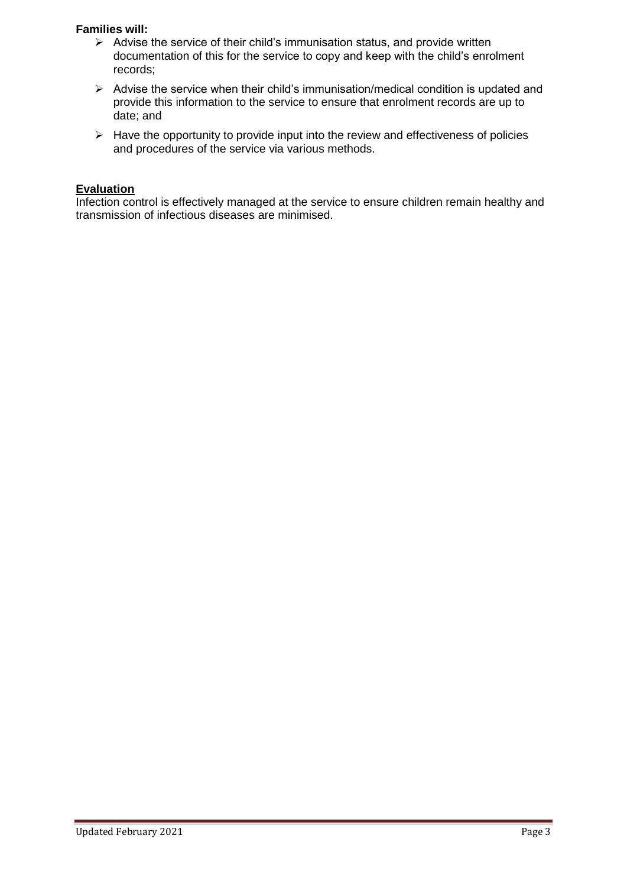**Families will:**

- Advise the service of their child's immunisation status, and provide written documentation of this for the service to copy and keep with the child's enrolment records;
- Advise the service when their child's immunisation/medical condition is updated and provide this information to the service to ensure that enrolment records are up to date; and
- Have the opportunity to provide input into the review and effectiveness of policies and procedures of the service via various methods.

## Evaluation

Infection control is effectively managed at the service to ensure children remain healthy and transmission of infectious diseases are minimised.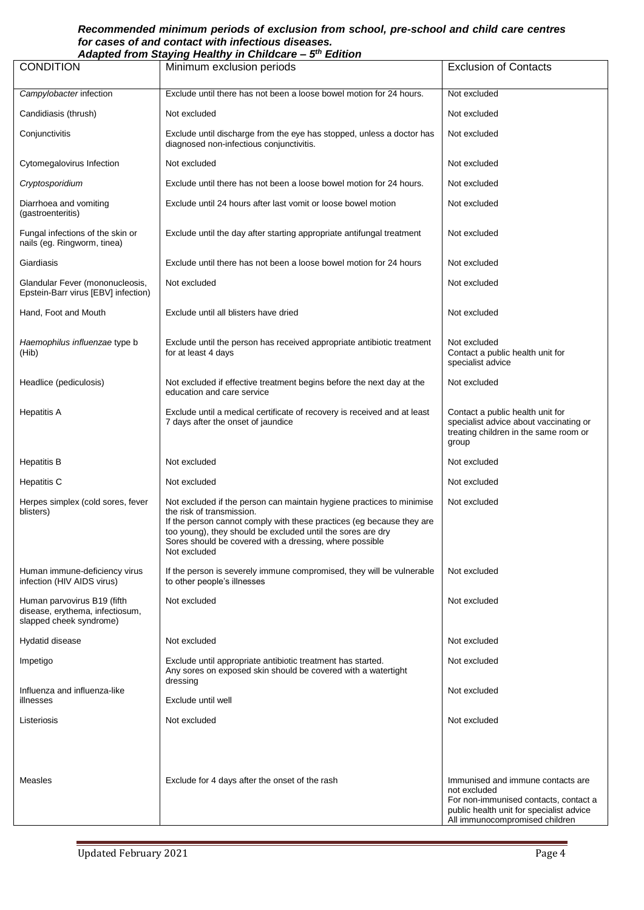***Recommended minimum periods of exclusion from school, pre-school and child care centres for cases of and contact with infectious diseases.***
***Adapted from Staying Healthy in Childcare – 5th Edition***

| CONDITION | Minimum exclusion periods | Exclusion of Contacts |
|---|---|---|
| *Campylobacter* infection | Exclude until there has not been a loose bowel motion for 24 hours. | Not excluded |
| Candidiasis (thrush) | Not excluded | Not excluded |
| Conjunctivitis | Exclude until discharge from the eye has stopped, unless a doctor has diagnosed non-infectious conjunctivitis. | Not excluded |
| Cytomegalovirus Infection | Not excluded | Not excluded |
| *Cryptosporidium* | Exclude until there has not been a loose bowel motion for 24 hours. | Not excluded |
| Diarrhoea and vomiting (gastroenteritis) | Exclude until 24 hours after last vomit or loose bowel motion | Not excluded |
| Fungal infections of the skin or nails (eg. Ringworm, tinea) | Exclude until the day after starting appropriate antifungal treatment | Not excluded |
| Giardiasis | Exclude until there has not been a loose bowel motion for 24 hours | Not excluded |
| Glandular Fever (mononucleosis, Epstein-Barr virus [EBV] infection) | Not excluded | Not excluded |
| Hand, Foot and Mouth | Exclude until all blisters have dried | Not excluded |
| *Haemophilus influenzae* type b (Hib) | Exclude until the person has received appropriate antibiotic treatment for at least 4 days | Not excluded<br>Contact a public health unit for specialist advice |
| Headlice (pediculosis) | Not excluded if effective treatment begins before the next day at the education and care service | Not excluded |
| Hepatitis A | Exclude until a medical certificate of recovery is received and at least 7 days after the onset of jaundice | Contact a public health unit for specialist advice about vaccinating or treating children in the same room or group |
| Hepatitis B | Not excluded | Not excluded |
| Hepatitis C | Not excluded | Not excluded |
| Herpes simplex (cold sores, fever blisters) | Not excluded if the person can maintain hygiene practices to minimise the risk of transmission.<br>If the person cannot comply with these practices (eg because they are too young), they should be excluded until the sores are dry<br>Sores should be covered with a dressing, where possible<br>Not excluded | Not excluded |
| Human immune-deficiency virus infection (HIV AIDS virus) | If the person is severely immune compromised, they will be vulnerable to other people's illnesses | Not excluded |
| Human parvovirus B19 (fifth disease, erythema, infectiosum, slapped cheek syndrome) | Not excluded | Not excluded |
| Hydatid disease | Not excluded | Not excluded |
| Impetigo | Exclude until appropriate antibiotic treatment has started.<br>Any sores on exposed skin should be covered with a watertight dressing | Not excluded |
| Influenza and influenza-like illnesses | Exclude until well | Not excluded |
| Listeriosis | Not excluded | Not excluded |
| Measles | Exclude for 4 days after the onset of the rash | Immunised and immune contacts are not excluded<br>For non-immunised contacts, contact a public health unit for specialist advice<br>All immunocompromised children |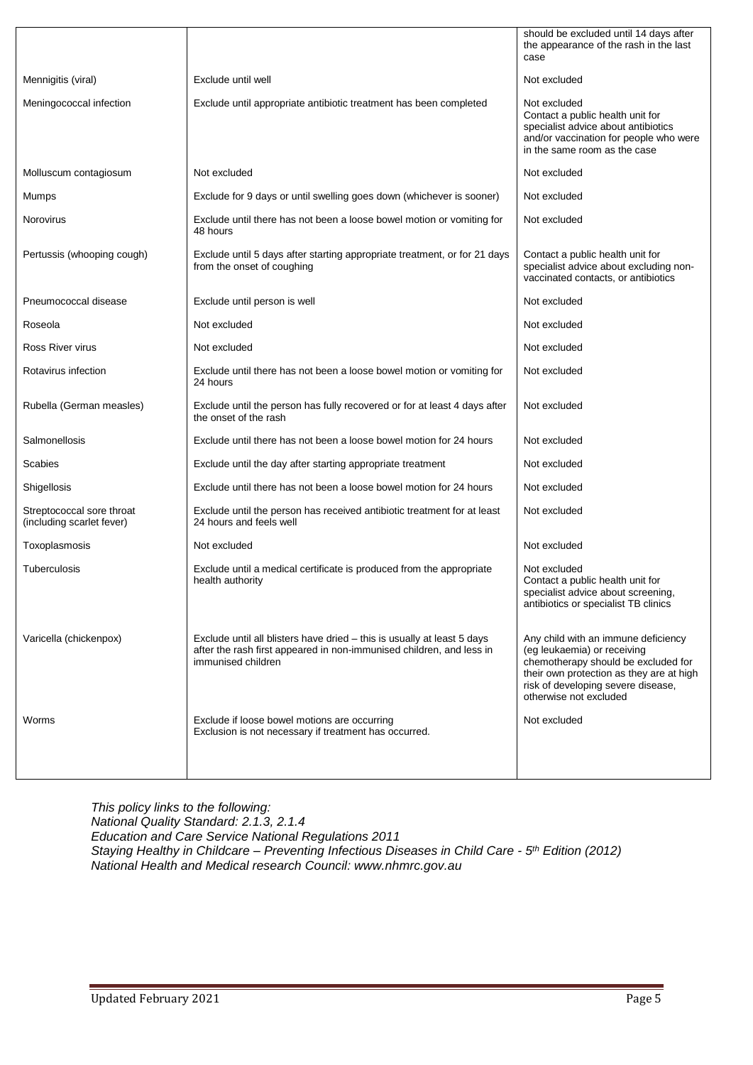| | | |
|---|---|---|
| | | should be excluded until 14 days after the appearance of the rash in the last case |
| Mennigitis (viral) | Exclude until well | Not excluded |
| Meningococcal infection | Exclude until appropriate antibiotic treatment has been completed | Not excluded<br>Contact a public health unit for specialist advice about antibiotics and/or vaccination for people who were in the same room as the case |
| Molluscum contagiosum | Not excluded | Not excluded |
| Mumps | Exclude for 9 days or until swelling goes down (whichever is sooner) | Not excluded |
| Norovirus | Exclude until there has not been a loose bowel motion or vomiting for 48 hours | Not excluded |
| Pertussis (whooping cough) | Exclude until 5 days after starting appropriate treatment, or for 21 days from the onset of coughing | Contact a public health unit for specialist advice about excluding non-vaccinated contacts, or antibiotics |
| Pneumococcal disease | Exclude until person is well | Not excluded |
| Roseola | Not excluded | Not excluded |
| Ross River virus | Not excluded | Not excluded |
| Rotavirus infection | Exclude until there has not been a loose bowel motion or vomiting for 24 hours | Not excluded |
| Rubella (German measles) | Exclude until the person has fully recovered or for at least 4 days after the onset of the rash | Not excluded |
| Salmonellosis | Exclude until there has not been a loose bowel motion for 24 hours | Not excluded |
| Scabies | Exclude until the day after starting appropriate treatment | Not excluded |
| Shigellosis | Exclude until there has not been a loose bowel motion for 24 hours | Not excluded |
| Streptococcal sore throat (including scarlet fever) | Exclude until the person has received antibiotic treatment for at least 24 hours and feels well | Not excluded |
| Toxoplasmosis | Not excluded | Not excluded |
| Tuberculosis | Exclude until a medical certificate is produced from the appropriate health authority | Not excluded<br>Contact a public health unit for specialist advice about screening, antibiotics or specialist TB clinics |
| Varicella (chickenpox) | Exclude until all blisters have dried – this is usually at least 5 days after the rash first appeared in non-immunised children, and less in immunised children | Any child with an immune deficiency (eg leukaemia) or receiving chemotherapy should be excluded for their own protection as they are at high risk of developing severe disease, otherwise not excluded |
| Worms | Exclude if loose bowel motions are occurring<br>Exclusion is not necessary if treatment has occurred. | Not excluded |

*This policy links to the following:*
*National Quality Standard: 2.1.3, 2.1.4*
*Education and Care Service National Regulations 2011*
*Staying Healthy in Childcare – Preventing Infectious Diseases in Child Care - 5th Edition (2012)*
*National Health and Medical research Council: www.nhmrc.gov.au*

Updated February 2021